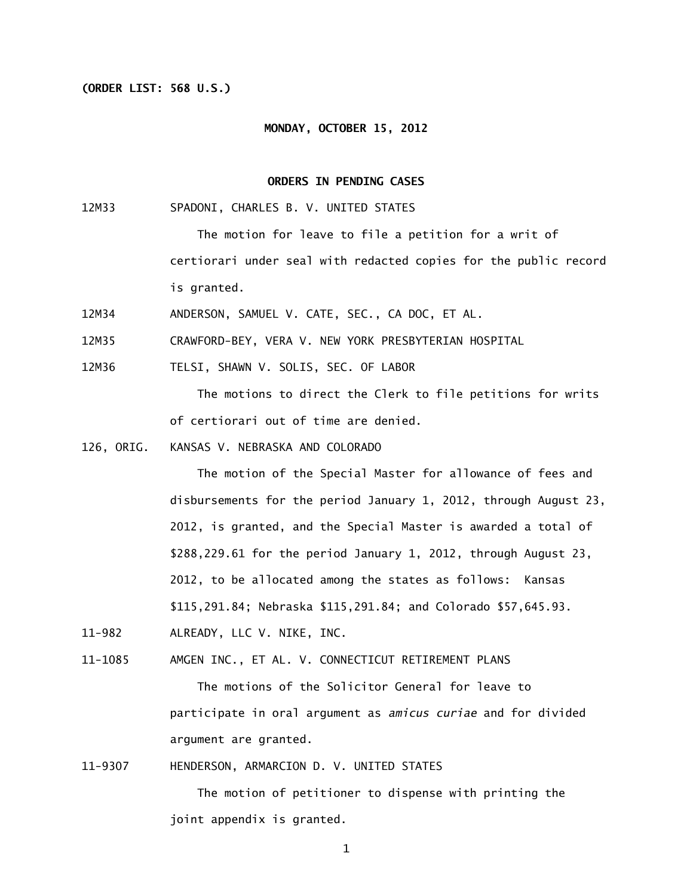(ORDER LIST: 568 U.S.)

**MONDAY, OCTOBER 15, 2012**

**ORDERS IN PENDING CASES**

12M33 SPADONI, CHARLES B. V. UNITED STATES

The motion for leave to file a petition for a writ of certiorari under seal with redacted copies for the public record is granted.

12M34 ANDERSON, SAMUEL V. CATE, SEC., CA DOC, ET AL.

12M35 CRAWFORD-BEY, VERA V. NEW YORK PRESBYTERIAN HOSPITAL

12M36 TELSI, SHAWN V. SOLIS, SEC. OF LABOR

The motions to direct the Clerk to file petitions for writs of certiorari out of time are denied.

126, ORIG. KANSAS V. NEBRASKA AND COLORADO

The motion of the Special Master for allowance of fees and disbursements for the period January 1, 2012, through August 23, 2012, is granted, and the Special Master is awarded a total of $288,229.61 for the period January 1, 2012, through August 23, 2012, to be allocated among the states as follows: Kansas $115,291.84; Nebraska $115,291.84; and Colorado $57,645.93.

11-982 ALREADY, LLC V. NIKE, INC.

11-1085 AMGEN INC., ET AL. V. CONNECTICUT RETIREMENT PLANS

The motions of the Solicitor General for leave to participate in oral argument as *amicus curiae* and for divided argument are granted.

11-9307 HENDERSON, ARMARCION D. V. UNITED STATES

The motion of petitioner to dispense with printing the joint appendix is granted.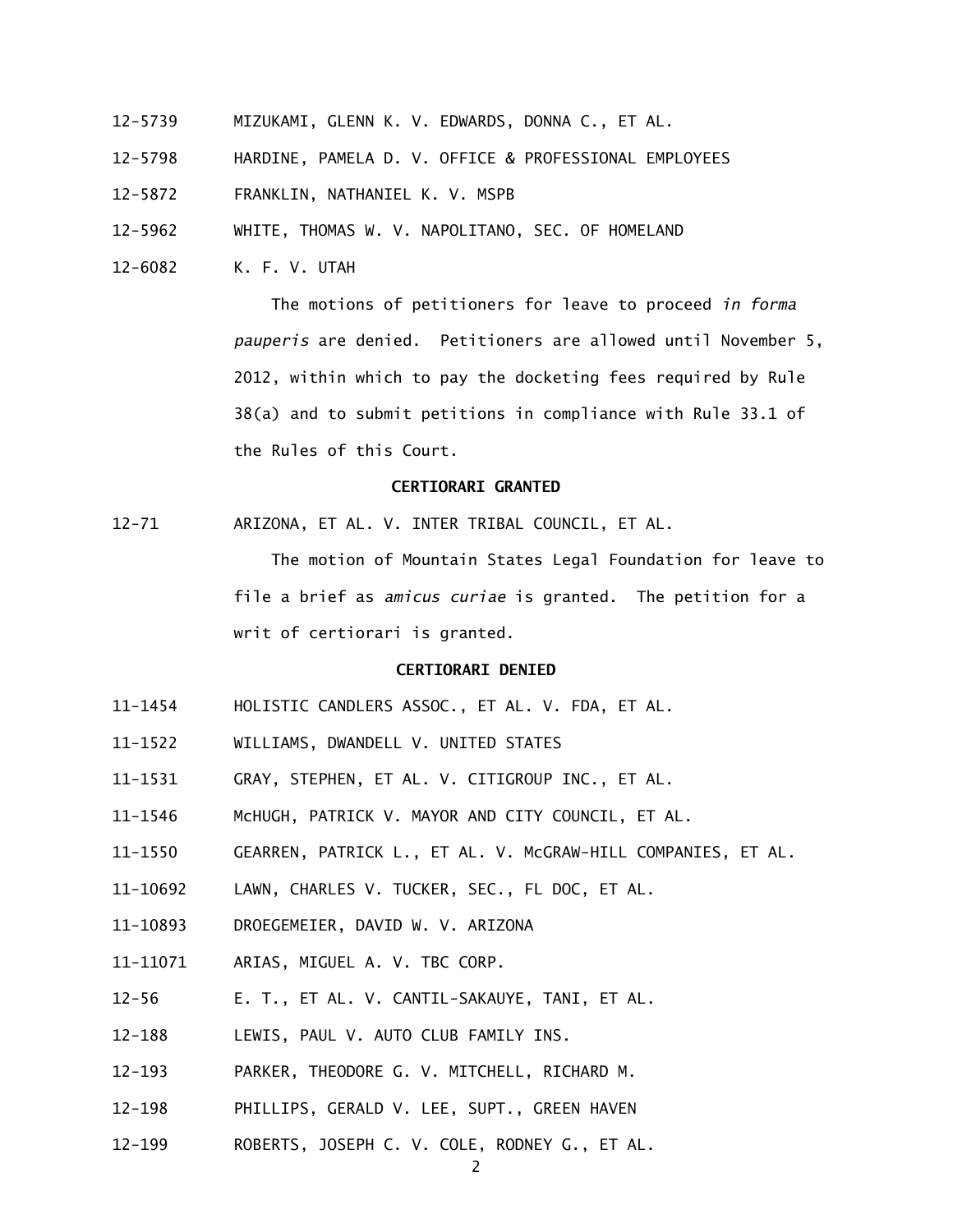12-5739 MIZUKAMI, GLENN K. V. EDWARDS, DONNA C., ET AL.

12-5798 HARDINE, PAMELA D. V. OFFICE & PROFESSIONAL EMPLOYEES

12-5872 FRANKLIN, NATHANIEL K. V. MSPB

12-5962 WHITE, THOMAS W. V. NAPOLITANO, SEC. OF HOMELAND

12-6082 K. F. V. UTAH

The motions of petitioners for leave to proceed *in forma pauperis* are denied. Petitioners are allowed until November 5, 2012, within which to pay the docketing fees required by Rule 38(a) and to submit petitions in compliance with Rule 33.1 of the Rules of this Court.

**CERTIORARI GRANTED**

12-71 ARIZONA, ET AL. V. INTER TRIBAL COUNCIL, ET AL.

The motion of Mountain States Legal Foundation for leave to file a brief as *amicus curiae* is granted. The petition for a writ of certiorari is granted.

**CERTIORARI DENIED**

11-1454 HOLISTIC CANDLERS ASSOC., ET AL. V. FDA, ET AL.

11-1522 WILLIAMS, DWANDELL V. UNITED STATES

11-1531 GRAY, STEPHEN, ET AL. V. CITIGROUP INC., ET AL.

11-1546 McHUGH, PATRICK V. MAYOR AND CITY COUNCIL, ET AL.

11-1550 GEARREN, PATRICK L., ET AL. V. McGRAW-HILL COMPANIES, ET AL.

11-10692 LAWN, CHARLES V. TUCKER, SEC., FL DOC, ET AL.

11-10893 DROEGEMEIER, DAVID W. V. ARIZONA

11-11071 ARIAS, MIGUEL A. V. TBC CORP.

12-56 E. T., ET AL. V. CANTIL-SAKAUYE, TANI, ET AL.

12-188 LEWIS, PAUL V. AUTO CLUB FAMILY INS.

12-193 PARKER, THEODORE G. V. MITCHELL, RICHARD M.

12-198 PHILLIPS, GERALD V. LEE, SUPT., GREEN HAVEN

12-199 ROBERTS, JOSEPH C. V. COLE, RODNEY G., ET AL.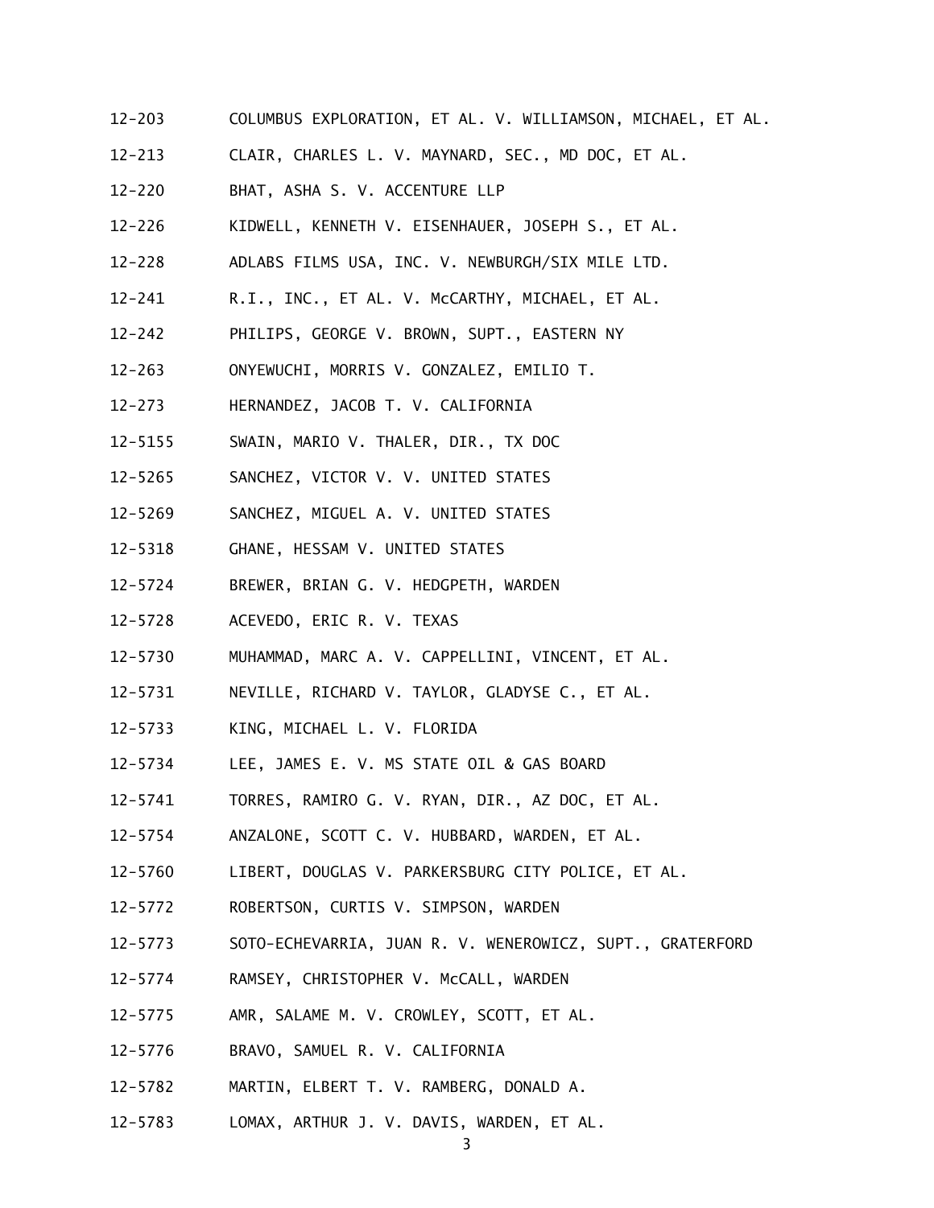12-203 COLUMBUS EXPLORATION, ET AL. V. WILLIAMSON, MICHAEL, ET AL.

12-213 CLAIR, CHARLES L. V. MAYNARD, SEC., MD DOC, ET AL.

12-220 BHAT, ASHA S. V. ACCENTURE LLP

12-226 KIDWELL, KENNETH V. EISENHAUER, JOSEPH S., ET AL.

12-228 ADLABS FILMS USA, INC. V. NEWBURGH/SIX MILE LTD.

12-241 R.I., INC., ET AL. V. McCARTHY, MICHAEL, ET AL.

12-242 PHILIPS, GEORGE V. BROWN, SUPT., EASTERN NY

12-263 ONYEWUCHI, MORRIS V. GONZALEZ, EMILIO T.

12-273 HERNANDEZ, JACOB T. V. CALIFORNIA

12-5155 SWAIN, MARIO V. THALER, DIR., TX DOC

12-5265 SANCHEZ, VICTOR V. V. UNITED STATES

12-5269 SANCHEZ, MIGUEL A. V. UNITED STATES

12-5318 GHANE, HESSAM V. UNITED STATES

12-5724 BREWER, BRIAN G. V. HEDGPETH, WARDEN

12-5728 ACEVEDO, ERIC R. V. TEXAS

12-5730 MUHAMMAD, MARC A. V. CAPPELLINI, VINCENT, ET AL.

12-5731 NEVILLE, RICHARD V. TAYLOR, GLADYSE C., ET AL.

12-5733 KING, MICHAEL L. V. FLORIDA

12-5734 LEE, JAMES E. V. MS STATE OIL & GAS BOARD

12-5741 TORRES, RAMIRO G. V. RYAN, DIR., AZ DOC, ET AL.

12-5754 ANZALONE, SCOTT C. V. HUBBARD, WARDEN, ET AL.

12-5760 LIBERT, DOUGLAS V. PARKERSBURG CITY POLICE, ET AL.

12-5772 ROBERTSON, CURTIS V. SIMPSON, WARDEN

12-5773 SOTO-ECHEVARRIA, JUAN R. V. WENEROWICZ, SUPT., GRATERFORD

12-5774 RAMSEY, CHRISTOPHER V. McCALL, WARDEN

12-5775 AMR, SALAME M. V. CROWLEY, SCOTT, ET AL.

12-5776 BRAVO, SAMUEL R. V. CALIFORNIA

12-5782 MARTIN, ELBERT T. V. RAMBERG, DONALD A.

12-5783 LOMAX, ARTHUR J. V. DAVIS, WARDEN, ET AL.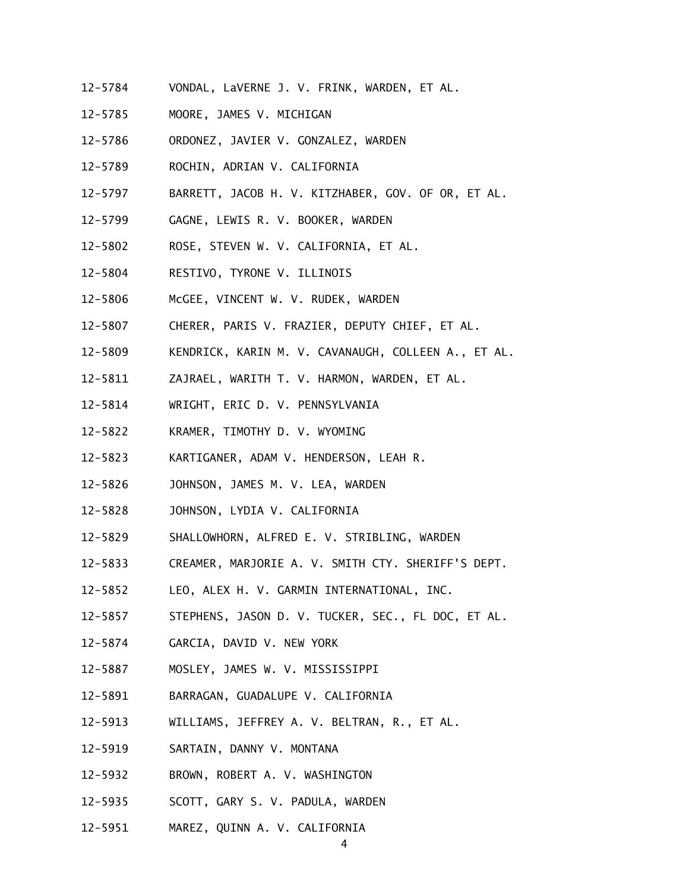12-5784 VONDAL, LaVERNE J. V. FRINK, WARDEN, ET AL.

12-5785 MOORE, JAMES V. MICHIGAN

12-5786 ORDONEZ, JAVIER V. GONZALEZ, WARDEN

12-5789 ROCHIN, ADRIAN V. CALIFORNIA

12-5797 BARRETT, JACOB H. V. KITZHABER, GOV. OF OR, ET AL.

12-5799 GAGNE, LEWIS R. V. BOOKER, WARDEN

12-5802 ROSE, STEVEN W. V. CALIFORNIA, ET AL.

12-5804 RESTIVO, TYRONE V. ILLINOIS

12-5806 McGEE, VINCENT W. V. RUDEK, WARDEN

12-5807 CHERER, PARIS V. FRAZIER, DEPUTY CHIEF, ET AL.

12-5809 KENDRICK, KARIN M. V. CAVANAUGH, COLLEEN A., ET AL.

12-5811 ZAJRAEL, WARITH T. V. HARMON, WARDEN, ET AL.

12-5814 WRIGHT, ERIC D. V. PENNSYLVANIA

12-5822 KRAMER, TIMOTHY D. V. WYOMING

12-5823 KARTIGANER, ADAM V. HENDERSON, LEAH R.

12-5826 JOHNSON, JAMES M. V. LEA, WARDEN

12-5828 JOHNSON, LYDIA V. CALIFORNIA

12-5829 SHALLOWHORN, ALFRED E. V. STRIBLING, WARDEN

12-5833 CREAMER, MARJORIE A. V. SMITH CTY. SHERIFF'S DEPT.

12-5852 LEO, ALEX H. V. GARMIN INTERNATIONAL, INC.

12-5857 STEPHENS, JASON D. V. TUCKER, SEC., FL DOC, ET AL.

12-5874 GARCIA, DAVID V. NEW YORK

12-5887 MOSLEY, JAMES W. V. MISSISSIPPI

12-5891 BARRAGAN, GUADALUPE V. CALIFORNIA

12-5913 WILLIAMS, JEFFREY A. V. BELTRAN, R., ET AL.

12-5919 SARTAIN, DANNY V. MONTANA

12-5932 BROWN, ROBERT A. V. WASHINGTON

12-5935 SCOTT, GARY S. V. PADULA, WARDEN

12-5951 MAREZ, QUINN A. V. CALIFORNIA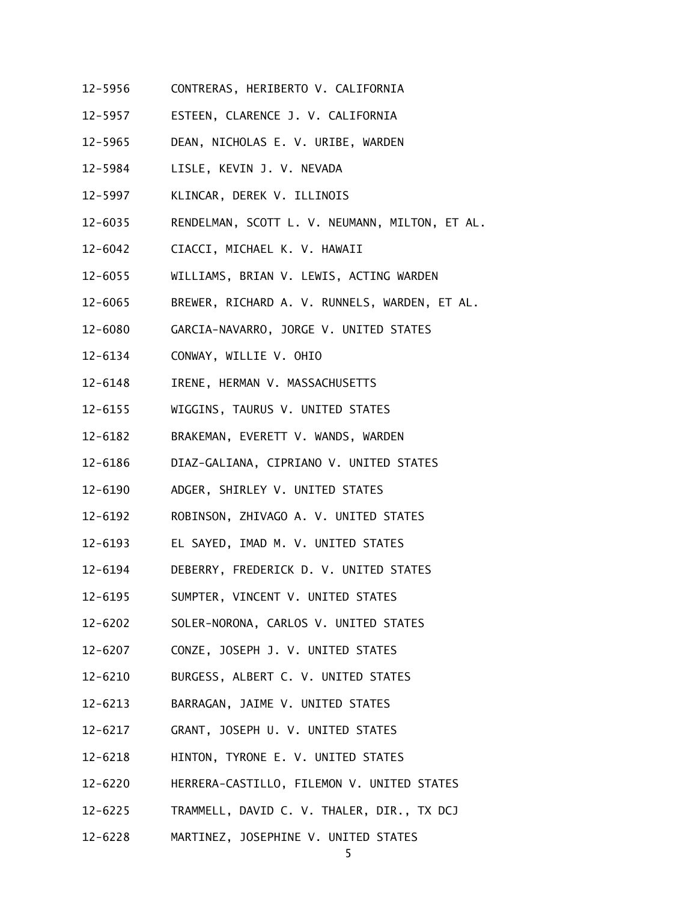12-5956 CONTRERAS, HERIBERTO V. CALIFORNIA

12-5957 ESTEEN, CLARENCE J. V. CALIFORNIA

12-5965 DEAN, NICHOLAS E. V. URIBE, WARDEN

12-5984 LISLE, KEVIN J. V. NEVADA

12-5997 KLINCAR, DEREK V. ILLINOIS

12-6035 RENDELMAN, SCOTT L. V. NEUMANN, MILTON, ET AL.

12-6042 CIACCI, MICHAEL K. V. HAWAII

12-6055 WILLIAMS, BRIAN V. LEWIS, ACTING WARDEN

12-6065 BREWER, RICHARD A. V. RUNNELS, WARDEN, ET AL.

12-6080 GARCIA-NAVARRO, JORGE V. UNITED STATES

12-6134 CONWAY, WILLIE V. OHIO

12-6148 IRENE, HERMAN V. MASSACHUSETTS

12-6155 WIGGINS, TAURUS V. UNITED STATES

12-6182 BRAKEMAN, EVERETT V. WANDS, WARDEN

12-6186 DIAZ-GALIANA, CIPRIANO V. UNITED STATES

12-6190 ADGER, SHIRLEY V. UNITED STATES

12-6192 ROBINSON, ZHIVAGO A. V. UNITED STATES

12-6193 EL SAYED, IMAD M. V. UNITED STATES

12-6194 DEBERRY, FREDERICK D. V. UNITED STATES

12-6195 SUMPTER, VINCENT V. UNITED STATES

12-6202 SOLER-NORONA, CARLOS V. UNITED STATES

12-6207 CONZE, JOSEPH J. V. UNITED STATES

12-6210 BURGESS, ALBERT C. V. UNITED STATES

12-6213 BARRAGAN, JAIME V. UNITED STATES

12-6217 GRANT, JOSEPH U. V. UNITED STATES

12-6218 HINTON, TYRONE E. V. UNITED STATES

12-6220 HERRERA-CASTILLO, FILEMON V. UNITED STATES

12-6225 TRAMMELL, DAVID C. V. THALER, DIR., TX DCJ

12-6228 MARTINEZ, JOSEPHINE V. UNITED STATES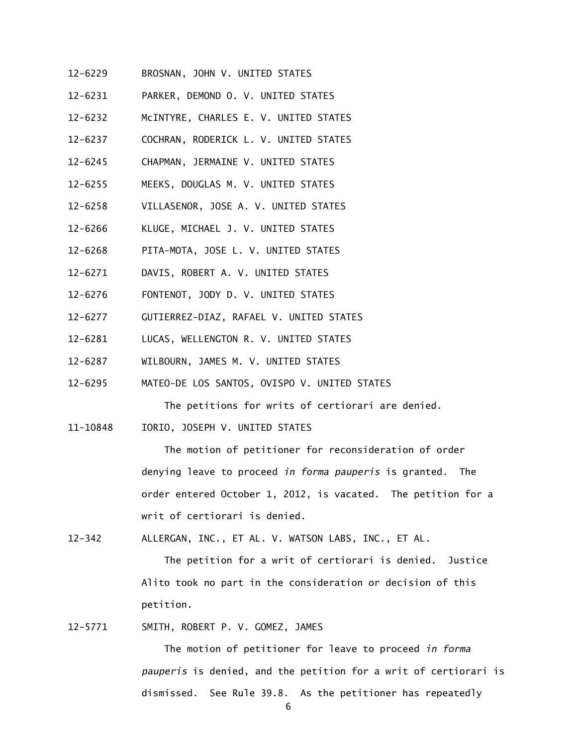12-6229 BROSNAN, JOHN V. UNITED STATES

12-6231 PARKER, DEMOND O. V. UNITED STATES

12-6232 McINTYRE, CHARLES E. V. UNITED STATES

12-6237 COCHRAN, RODERICK L. V. UNITED STATES

12-6245 CHAPMAN, JERMAINE V. UNITED STATES

12-6255 MEEKS, DOUGLAS M. V. UNITED STATES

12-6258 VILLASENOR, JOSE A. V. UNITED STATES

12-6266 KLUGE, MICHAEL J. V. UNITED STATES

12-6268 PITA-MOTA, JOSE L. V. UNITED STATES

12-6271 DAVIS, ROBERT A. V. UNITED STATES

12-6276 FONTENOT, JODY D. V. UNITED STATES

12-6277 GUTIERREZ-DIAZ, RAFAEL V. UNITED STATES

12-6281 LUCAS, WELLENGTON R. V. UNITED STATES

12-6287 WILBOURN, JAMES M. V. UNITED STATES

12-6295 MATEO-DE LOS SANTOS, OVISPO V. UNITED STATES

The petitions for writs of certiorari are denied.

11-10848 IORIO, JOSEPH V. UNITED STATES

The motion of petitioner for reconsideration of order denying leave to proceed *in forma pauperis* is granted. The order entered October 1, 2012, is vacated. The petition for a writ of certiorari is denied.

12-342 ALLERGAN, INC., ET AL. V. WATSON LABS, INC., ET AL.

The petition for a writ of certiorari is denied. Justice Alito took no part in the consideration or decision of this petition.

12-5771 SMITH, ROBERT P. V. GOMEZ, JAMES

The motion of petitioner for leave to proceed *in forma pauperis* is denied, and the petition for a writ of certiorari is dismissed. See Rule 39.8. As the petitioner has repeatedly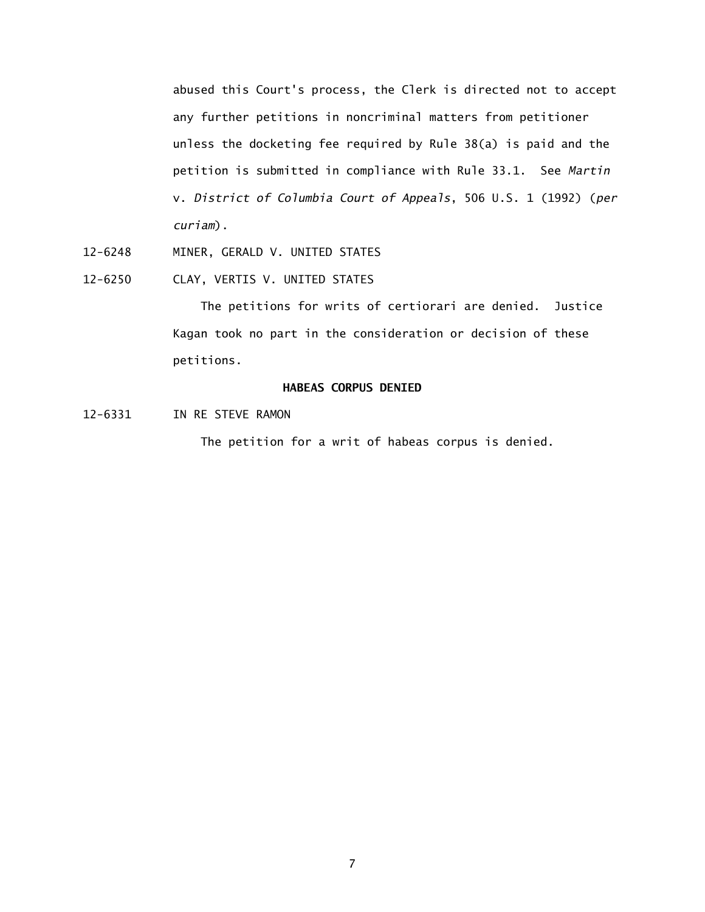abused this Court's process, the Clerk is directed not to accept any further petitions in noncriminal matters from petitioner unless the docketing fee required by Rule 38(a) is paid and the petition is submitted in compliance with Rule 33.1. See *Martin* v. *District of Columbia Court of Appeals*, 506 U.S. 1 (1992) (*per curiam*).

12-6248 MINER, GERALD V. UNITED STATES

12-6250 CLAY, VERTIS V. UNITED STATES

The petitions for writs of certiorari are denied. Justice Kagan took no part in the consideration or decision of these petitions.

**HABEAS CORPUS DENIED**

12-6331 IN RE STEVE RAMON

The petition for a writ of habeas corpus is denied.